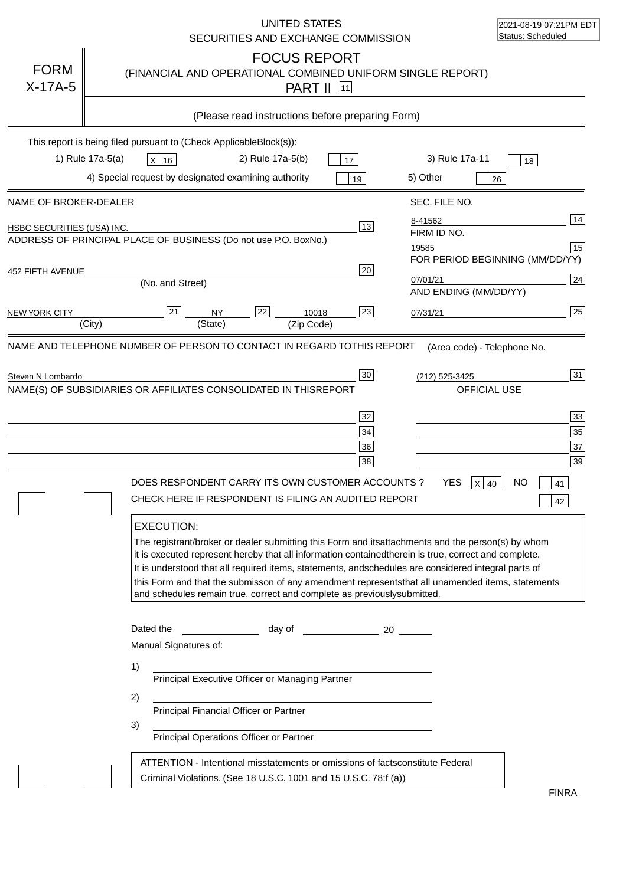UNITED STATES
SECURITIES AND EXCHANGE COMMISSION

2021-08-19 07:21PM EDT
Status: Scheduled

# FORM X-17A-5

## FOCUS REPORT
(FINANCIAL AND OPERATIONAL COMBINED UNIFORM SINGLE REPORT)

PART II [11]

(Please read instructions before preparing Form)

This report is being filed pursuant to (Check ApplicableBlock(s)):

1) Rule 17a-5(a) [X] 16  2) Rule 17a-5(b) [ ] 17  3) Rule 17a-11 [ ] 18

4) Special request by designated examining authority [ ] 19  5) Other [ ] 26

NAME OF BROKER-DEALER: HSBC SECURITIES (USA) INC. [13]

SEC. FILE NO.: 8-41562 [14]

FIRM ID NO.: 19585 [15]

ADDRESS OF PRINCIPAL PLACE OF BUSINESS (Do not use P.O. BoxNo.)

452 FIFTH AVENUE [20]
(No. and Street)

NEW YORK CITY [21] NY [22] 10018 [23]
(City) (State) (Zip Code)

FOR PERIOD BEGINNING (MM/DD/YY): 07/01/21 [24]

AND ENDING (MM/DD/YY): 07/31/21 [25]

NAME AND TELEPHONE NUMBER OF PERSON TO CONTACT IN REGARD TOTHIS REPORT

Steven N Lombardo [30]  (Area code) - Telephone No.: (212) 525-3425 [31]

NAME(S) OF SUBSIDIARIES OR AFFILIATES CONSOLIDATED IN THISREPORT  OFFICIAL USE

[32] [33]
[34] [35]
[36] [37]
[38] [39]

DOES RESPONDENT CARRY ITS OWN CUSTOMER ACCOUNTS ? YES [X] 40  NO [ ] 41

CHECK HERE IF RESPONDENT IS FILING AN AUDITED REPORT [ ] 42

**EXECUTION:**

The registrant/broker or dealer submitting this Form and itsattachments and the person(s) by whom it is executed represent hereby that all information containedtherein is true, correct and complete. It is understood that all required items, statements, andschedules are considered integral parts of this Form and that the submisson of any amendment representsthat all unamended items, statements and schedules remain true, correct and complete as previouslysubmitted.

Dated the ______________ day of ______________ 20 ______

Manual Signatures of:

1) ______________________________
Principal Executive Officer or Managing Partner

2) ______________________________
Principal Financial Officer or Partner

3) ______________________________
Principal Operations Officer or Partner

ATTENTION - Intentional misstatements or omissions of factsconstitute Federal Criminal Violations. (See 18 U.S.C. 1001 and 15 U.S.C. 78:f (a))

FINRA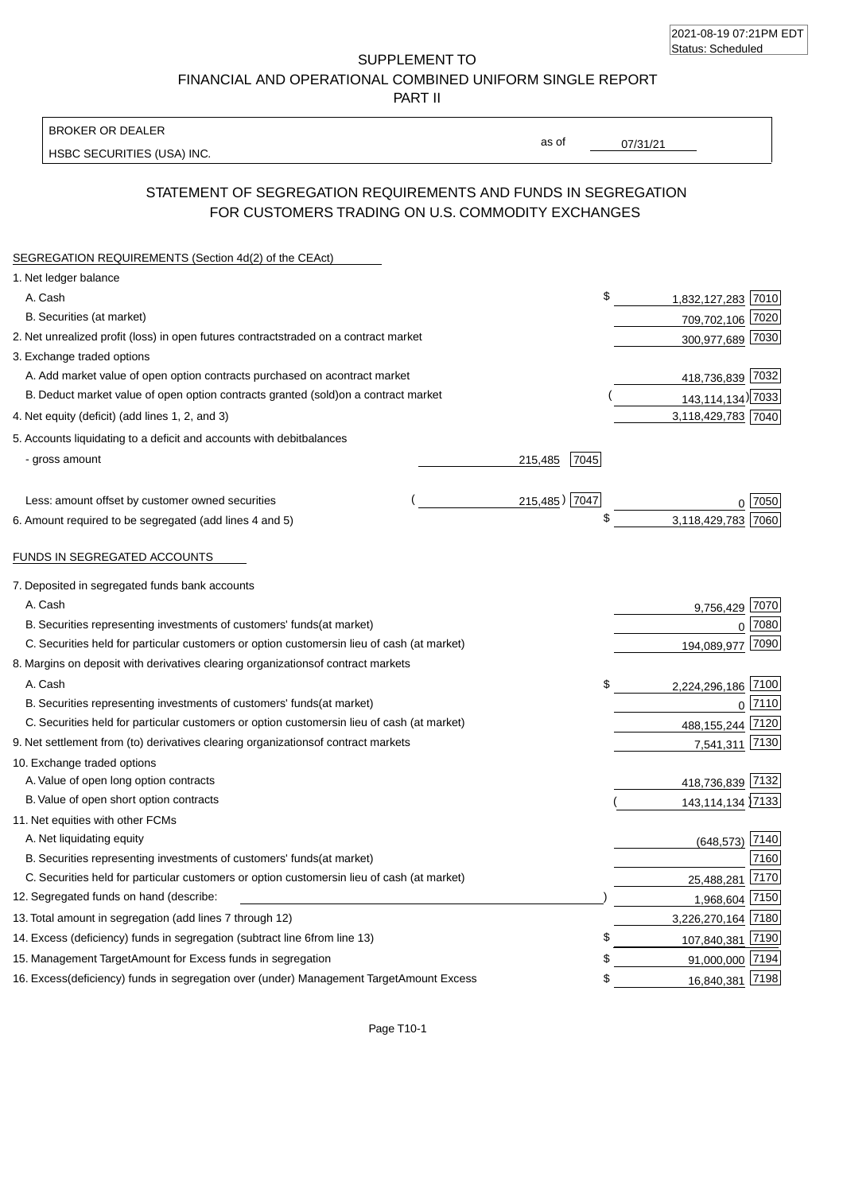2021-08-19 07:21PM EDT
Status: Scheduled

SUPPLEMENT TO
FINANCIAL AND OPERATIONAL COMBINED UNIFORM SINGLE REPORT
PART II

BROKER OR DEALER
HSBC SECURITIES (USA) INC.

as of 07/31/21

## STATEMENT OF SEGREGATION REQUIREMENTS AND FUNDS IN SEGREGATION FOR CUSTOMERS TRADING ON U.S. COMMODITY EXCHANGES

SEGREGATION REQUIREMENTS (Section 4d(2) of the CEAct)

| | | | | |
|---|---|---|---|---|
| 1. Net ledger balance | | | | |
| A. Cash | | | $ 1,832,127,283 | 7010 |
| B. Securities (at market) | | | 709,702,106 | 7020 |
| 2. Net unrealized profit (loss) in open futures contracts traded on a contract market | | | 300,977,689 | 7030 |
| 3. Exchange traded options | | | | |
| A. Add market value of open option contracts purchased on a contract market | | | 418,736,839 | 7032 |
| B. Deduct market value of open option contracts granted (sold) on a contract market | | | (143,114,134) | 7033 |
| 4. Net equity (deficit) (add lines 1, 2, and 3) | | | 3,118,429,783 | 7040 |
| 5. Accounts liquidating to a deficit and accounts with debit balances | | | | |
| - gross amount | 215,485 | 7045 | | |
| Less: amount offset by customer owned securities | (215,485) | 7047 | 0 | 7050 |
| 6. Amount required to be segregated (add lines 4 and 5) | | | $ 3,118,429,783 | 7060 |

FUNDS IN SEGREGATED ACCOUNTS

| | | |
|---|---|---|
| 7. Deposited in segregated funds bank accounts | | |
| A. Cash | 9,756,429 | 7070 |
| B. Securities representing investments of customers' funds (at market) | 0 | 7080 |
| C. Securities held for particular customers or option customers in lieu of cash (at market) | 194,089,977 | 7090 |
| 8. Margins on deposit with derivatives clearing organizations of contract markets | | |
| A. Cash | $ 2,224,296,186 | 7100 |
| B. Securities representing investments of customers' funds (at market) | 0 | 7110 |
| C. Securities held for particular customers or option customers in lieu of cash (at market) | 488,155,244 | 7120 |
| 9. Net settlement from (to) derivatives clearing organizations of contract markets | 7,541,311 | 7130 |
| 10. Exchange traded options | | |
| A. Value of open long option contracts | 418,736,839 | 7132 |
| B. Value of open short option contracts | (143,114,134) | 7133 |
| 11. Net equities with other FCMs | | |
| A. Net liquidating equity | (648,573) | 7140 |
| B. Securities representing investments of customers' funds (at market) | | 7160 |
| C. Securities held for particular customers or option customers in lieu of cash (at market) | 25,488,281 | 7170 |
| 12. Segregated funds on hand (describe: ) | 1,968,604 | 7150 |
| 13. Total amount in segregation (add lines 7 through 12) | 3,226,270,164 | 7180 |
| 14. Excess (deficiency) funds in segregation (subtract line 6 from line 13) | $ 107,840,381 | 7190 |
| 15. Management Target Amount for Excess funds in segregation | $ 91,000,000 | 7194 |
| 16. Excess (deficiency) funds in segregation over (under) Management Target Amount Excess | $ 16,840,381 | 7198 |

Page T10-1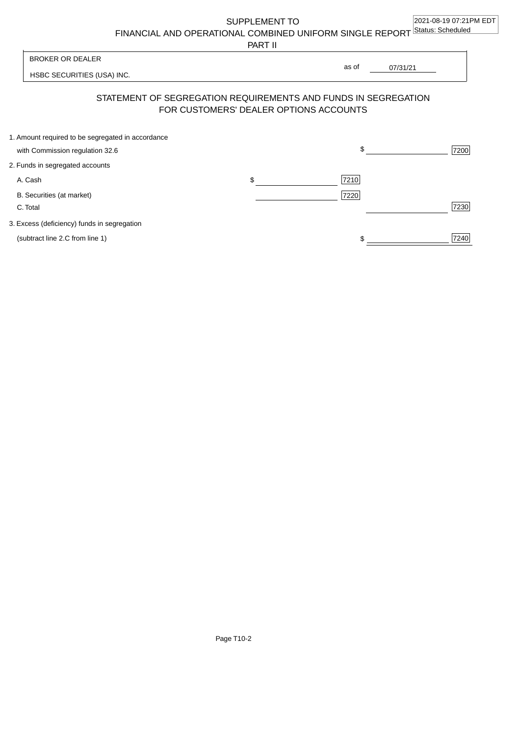SUPPLEMENT TO
FINANCIAL AND OPERATIONAL COMBINED UNIFORM SINGLE REPORT
PART II

2021-08-19 07:21PM EDT
Status: Scheduled

BROKER OR DEALER

HSBC SECURITIES (USA) INC.

as of 07/31/21

## STATEMENT OF SEGREGATION REQUIREMENTS AND FUNDS IN SEGREGATION FOR CUSTOMERS' DEALER OPTIONS ACCOUNTS

| | | | | |
|---|---|---|---|---|
| 1. Amount required to be segregated in accordance with Commission regulation 32.6 | | | $ | 7200 |
| 2. Funds in segregated accounts | | | | |
| A. Cash | $ | 7210 | | |
| B. Securities (at market) | | 7220 | | |
| C. Total | | | | 7230 |
| 3. Excess (deficiency) funds in segregation (subtract line 2.C from line 1) | | | $ | 7240 |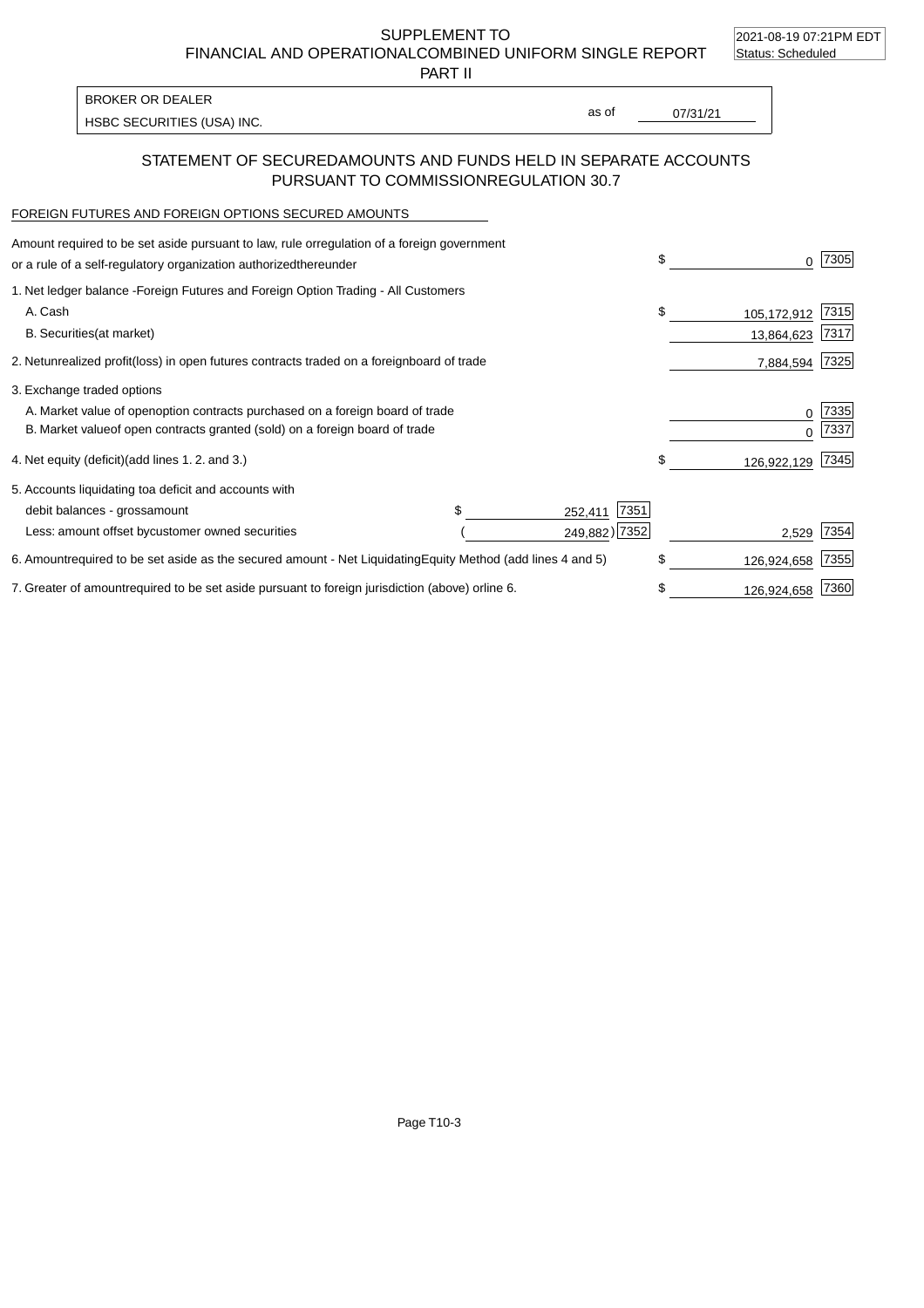2021-08-19 07:21PM EDT
Status: Scheduled

# SUPPLEMENT TO FINANCIAL AND OPERATIONALCOMBINED UNIFORM SINGLE REPORT PART II

BROKER OR DEALER
HSBC SECURITIES (USA) INC.

as of 07/31/21

## STATEMENT OF SECUREDAMOUNTS AND FUNDS HELD IN SEPARATE ACCOUNTS PURSUANT TO COMMISSIONREGULATION 30.7

FOREIGN FUTURES AND FOREIGN OPTIONS SECURED AMOUNTS

| | | | |
|---|---|---|---|
| Amount required to be set aside pursuant to law, rule orregulation of a foreign government or a rule of a self-regulatory organization authorizedthereunder | | $ 0 | 7305 |
| 1. Net ledger balance -Foreign Futures and Foreign Option Trading - All Customers | | | |
| A. Cash | | $ 105,172,912 | 7315 |
| B. Securities(at market) | | 13,864,623 | 7317 |
| 2. Netunrealized profit(loss) in open futures contracts traded on a foreignboard of trade | | 7,884,594 | 7325 |
| 3. Exchange traded options | | | |
| A. Market value of openoption contracts purchased on a foreign board of trade | | 0 | 7335 |
| B. Market valueof open contracts granted (sold) on a foreign board of trade | | 0 | 7337 |
| 4. Net equity (deficit)(add lines 1. 2. and 3.) | | $ 126,922,129 | 7345 |
| 5. Accounts liquidating toa deficit and accounts with | | | |
| debit balances - grossamount | $ 252,411 [7351] | | |
| Less: amount offset bycustomer owned securities | ( 249,882) [7352] | 2,529 | 7354 |
| 6. Amountrequired to be set aside as the secured amount - Net LiquidatingEquity Method (add lines 4 and 5) | | $ 126,924,658 | 7355 |
| 7. Greater of amountrequired to be set aside pursuant to foreign jurisdiction (above) orline 6. | | $ 126,924,658 | 7360 |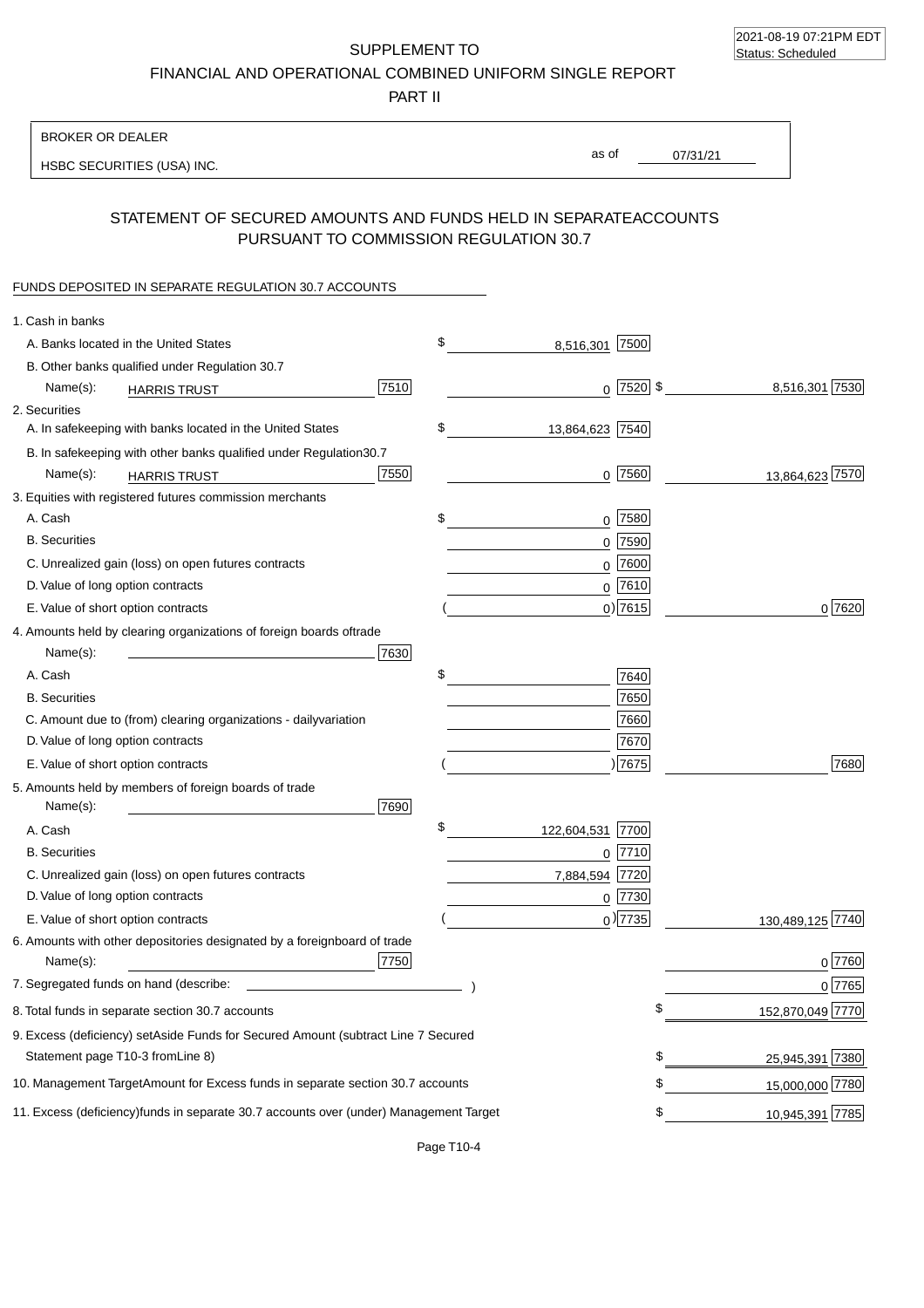SUPPLEMENT TO

FINANCIAL AND OPERATIONAL COMBINED UNIFORM SINGLE REPORT

PART II

2021-08-19 07:21PM EDT
Status: Scheduled

BROKER OR DEALER

HSBC SECURITIES (USA) INC.

as of 07/31/21

## STATEMENT OF SECURED AMOUNTS AND FUNDS HELD IN SEPARATEACCOUNTS PURSUANT TO COMMISSION REGULATION 30.7

FUNDS DEPOSITED IN SEPARATE REGULATION 30.7 ACCOUNTS

| | | | |
|---|---|---|---|
| 1. Cash in banks | | | |
| A. Banks located in the United States | | $ 8,516,301 [7500] | |
| B. Other banks qualified under Regulation 30.7 | | | |
| Name(s): HARRIS TRUST | [7510] | 0 [7520] | $ 8,516,301 [7530] |
| 2. Securities | | | |
| A. In safekeeping with banks located in the United States | | $ 13,864,623 [7540] | |
| B. In safekeeping with other banks qualified under Regulation30.7 | | | |
| Name(s): HARRIS TRUST | [7550] | 0 [7560] | 13,864,623 [7570] |
| 3. Equities with registered futures commission merchants | | | |
| A. Cash | | $ 0 [7580] | |
| B. Securities | | 0 [7590] | |
| C. Unrealized gain (loss) on open futures contracts | | 0 [7600] | |
| D. Value of long option contracts | | 0 [7610] | |
| E. Value of short option contracts | | ( 0) [7615] | 0 [7620] |
| 4. Amounts held by clearing organizations of foreign boards oftrade | | | |
| Name(s): | [7630] | | |
| A. Cash | | $ [7640] | |
| B. Securities | | [7650] | |
| C. Amount due to (from) clearing organizations - dailyvariation | | [7660] | |
| D. Value of long option contracts | | [7670] | |
| E. Value of short option contracts | | ( ) [7675] | [7680] |
| 5. Amounts held by members of foreign boards of trade | | | |
| Name(s): | [7690] | | |
| A. Cash | | $ 122,604,531 [7700] | |
| B. Securities | | 0 [7710] | |
| C. Unrealized gain (loss) on open futures contracts | | 7,884,594 [7720] | |
| D. Value of long option contracts | | 0 [7730] | |
| E. Value of short option contracts | | ( 0) [7735] | 130,489,125 [7740] |
| 6. Amounts with other depositories designated by a foreignboard of trade | | | |
| Name(s): | [7750] | | 0 [7760] |
| 7. Segregated funds on hand (describe: ) | | | 0 [7765] |
| 8. Total funds in separate section 30.7 accounts | | | $ 152,870,049 [7770] |
| 9. Excess (deficiency) setAside Funds for Secured Amount (subtract Line 7 Secured Statement page T10-3 fromLine 8) | | | $ 25,945,391 [7380] |
| 10. Management TargetAmount for Excess funds in separate section 30.7 accounts | | | $ 15,000,000 [7780] |
| 11. Excess (deficiency)funds in separate 30.7 accounts over (under) Management Target | | | $ 10,945,391 [7785] |

Page T10-4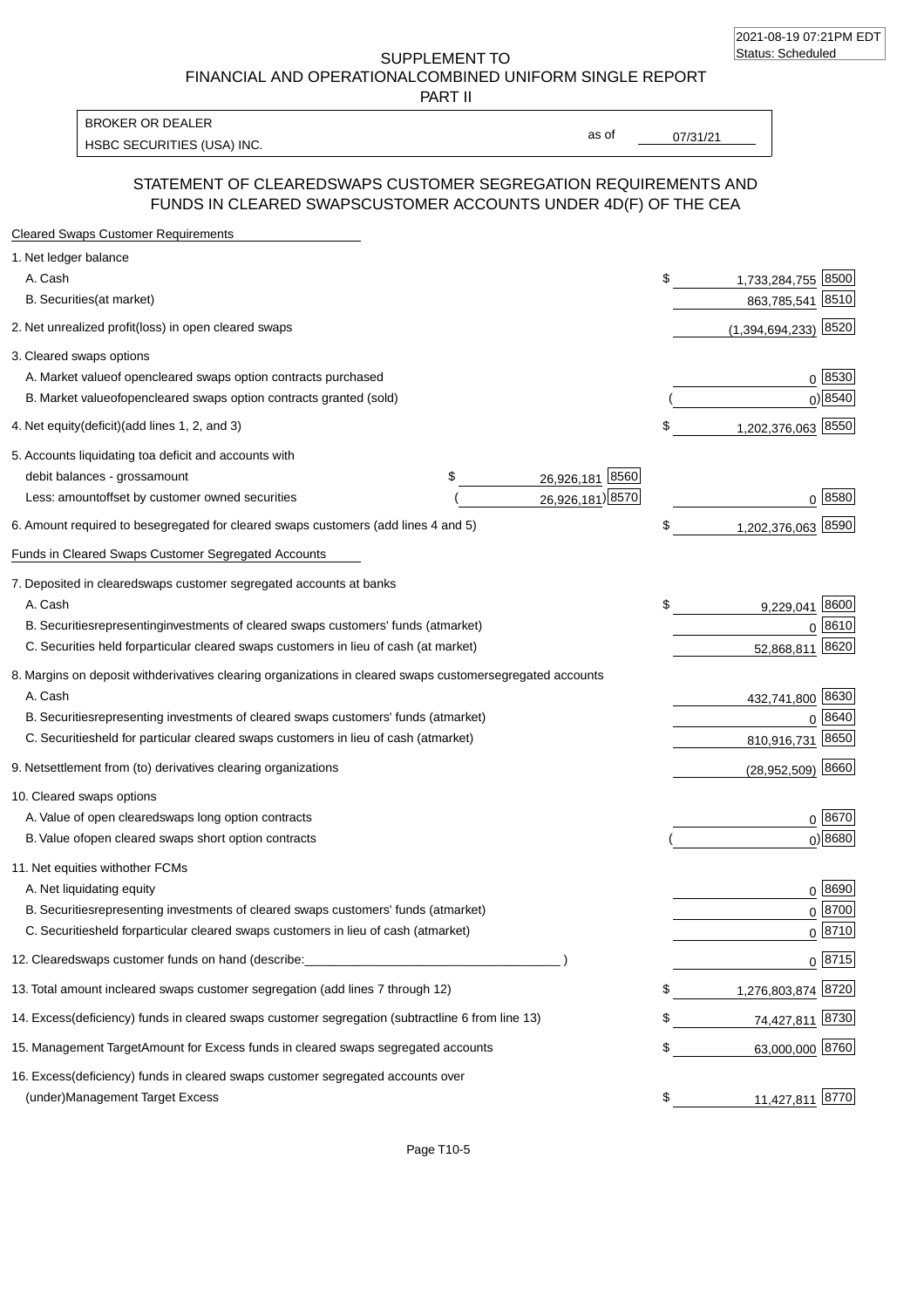2021-08-19 07:21PM EDT
Status: Scheduled

SUPPLEMENT TO
FINANCIAL AND OPERATIONALCOMBINED UNIFORM SINGLE REPORT
PART II

BROKER OR DEALER
HSBC SECURITIES (USA) INC.

as of 07/31/21

## STATEMENT OF CLEAREDSWAPS CUSTOMER SEGREGATION REQUIREMENTS AND FUNDS IN CLEARED SWAPSCUSTOMER ACCOUNTS UNDER 4D(F) OF THE CEA

| | | | | |
|---|---|---|---|---|
| **Cleared Swaps Customer Requirements** | | | | |
| 1. Net ledger balance | | | | |
| A. Cash | | | $ 1,733,284,755 | 8500 |
| B. Securities(at market) | | | 863,785,541 | 8510 |
| 2. Net unrealized profit(loss) in open cleared swaps | | | (1,394,694,233) | 8520 |
| 3. Cleared swaps options | | | | |
| A. Market valueof opencleared swaps option contracts purchased | | | 0 | 8530 |
| B. Market valueofopencleared swaps option contracts granted (sold) | | | ( 0) | 8540 |
| 4. Net equity(deficit)(add lines 1, 2, and 3) | | | $ 1,202,376,063 | 8550 |
| 5. Accounts liquidating toa deficit and accounts with | | | | |
| debit balances - grossamount | $ 26,926,181 | 8560 | | |
| Less: amountoffset by customer owned securities | ( 26,926,181) | 8570 | 0 | 8580 |
| 6. Amount required to besegregated for cleared swaps customers (add lines 4 and 5) | | | $ 1,202,376,063 | 8590 |
| **Funds in Cleared Swaps Customer Segregated Accounts** | | | | |
| 7. Deposited in clearedswaps customer segregated accounts at banks | | | | |
| A. Cash | | | $ 9,229,041 | 8600 |
| B. Securitiesrepresentinginvestments of cleared swaps customers' funds (atmarket) | | | 0 | 8610 |
| C. Securities held forparticular cleared swaps customers in lieu of cash (at market) | | | 52,868,811 | 8620 |
| 8. Margins on deposit withderivatives clearing organizations in cleared swaps customersegregated accounts | | | | |
| A. Cash | | | 432,741,800 | 8630 |
| B. Securitiesrepresenting investments of cleared swaps customers' funds (atmarket) | | | 0 | 8640 |
| C. Securitiesheld for particular cleared swaps customers in lieu of cash (atmarket) | | | 810,916,731 | 8650 |
| 9. Netsettlement from (to) derivatives clearing organizations | | | (28,952,509) | 8660 |
| 10. Cleared swaps options | | | | |
| A. Value of open clearedswaps long option contracts | | | 0 | 8670 |
| B. Value ofopen cleared swaps short option contracts | | | ( 0) | 8680 |
| 11. Net equities withother FCMs | | | | |
| A. Net liquidating equity | | | 0 | 8690 |
| B. Securitiesrepresenting investments of cleared swaps customers' funds (atmarket) | | | 0 | 8700 |
| C. Securitiesheld forparticular cleared swaps customers in lieu of cash (atmarket) | | | 0 | 8710 |
| 12. Clearedswaps customer funds on hand (describe:________________________ ) | | | 0 | 8715 |
| 13. Total amount incleared swaps customer segregation (add lines 7 through 12) | | | $ 1,276,803,874 | 8720 |
| 14. Excess(deficiency) funds in cleared swaps customer segregation (subtractline 6 from line 13) | | | $ 74,427,811 | 8730 |
| 15. Management TargetAmount for Excess funds in cleared swaps segregated accounts | | | $ 63,000,000 | 8760 |
| 16. Excess(deficiency) funds in cleared swaps customer segregated accounts over (under)Management Target Excess | | | $ 11,427,811 | 8770 |

Page T10-5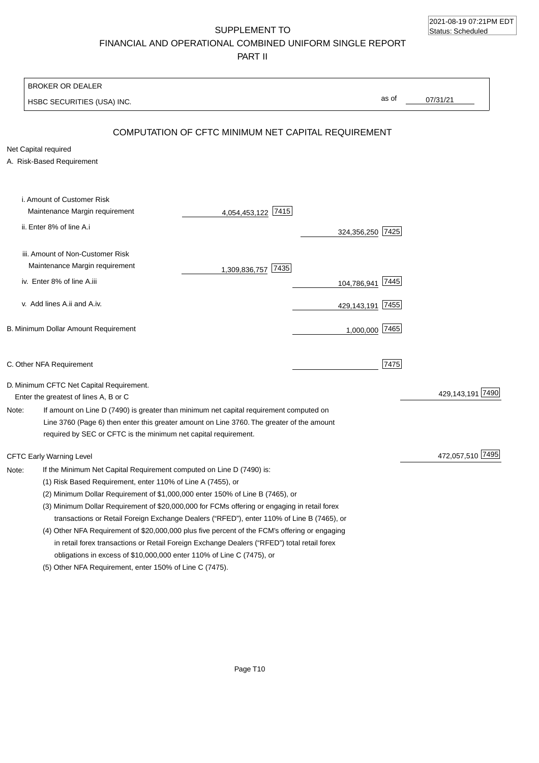2021-08-19 07:21PM EDT
Status: Scheduled

# SUPPLEMENT TO
# FINANCIAL AND OPERATIONAL COMBINED UNIFORM SINGLE REPORT
# PART II

BROKER OR DEALER

HSBC SECURITIES (USA) INC. as of 07/31/21

## COMPUTATION OF CFTC MINIMUM NET CAPITAL REQUIREMENT

Net Capital required

A. Risk-Based Requirement

| | | | |
|---|---|---|---|
| i. Amount of Customer Risk Maintenance Margin requirement | 4,054,453,122 [7415] | | |
| ii. Enter 8% of line A.i | | 324,356,250 [7425] | |
| iii. Amount of Non-Customer Risk Maintenance Margin requirement | 1,309,836,757 [7435] | | |
| iv. Enter 8% of line A.iii | | 104,786,941 [7445] | |
| v. Add lines A.ii and A.iv. | | 429,143,191 [7455] | |
| B. Minimum Dollar Amount Requirement | | 1,000,000 [7465] | |
| C. Other NFA Requirement | | [7475] | |
| D. Minimum CFTC Net Capital Requirement. Enter the greatest of lines A, B or C | | | 429,143,191 [7490] |

Note: If amount on Line D (7490) is greater than minimum net capital requirement computed on Line 3760 (Page 6) then enter this greater amount on Line 3760. The greater of the amount required by SEC or CFTC is the minimum net capital requirement.

CFTC Early Warning Level 472,057,510 [7495]

Note: If the Minimum Net Capital Requirement computed on Line D (7490) is:

(1) Risk Based Requirement, enter 110% of Line A (7455), or

(2) Minimum Dollar Requirement of $1,000,000 enter 150% of Line B (7465), or

(3) Minimum Dollar Requirement of $20,000,000 for FCMs offering or engaging in retail forex transactions or Retail Foreign Exchange Dealers ("RFED"), enter 110% of Line B (7465), or

(4) Other NFA Requirement of $20,000,000 plus five percent of the FCM's offering or engaging in retail forex transactions or Retail Foreign Exchange Dealers ("RFED") total retail forex obligations in excess of $10,000,000 enter 110% of Line C (7475), or

(5) Other NFA Requirement, enter 150% of Line C (7475).